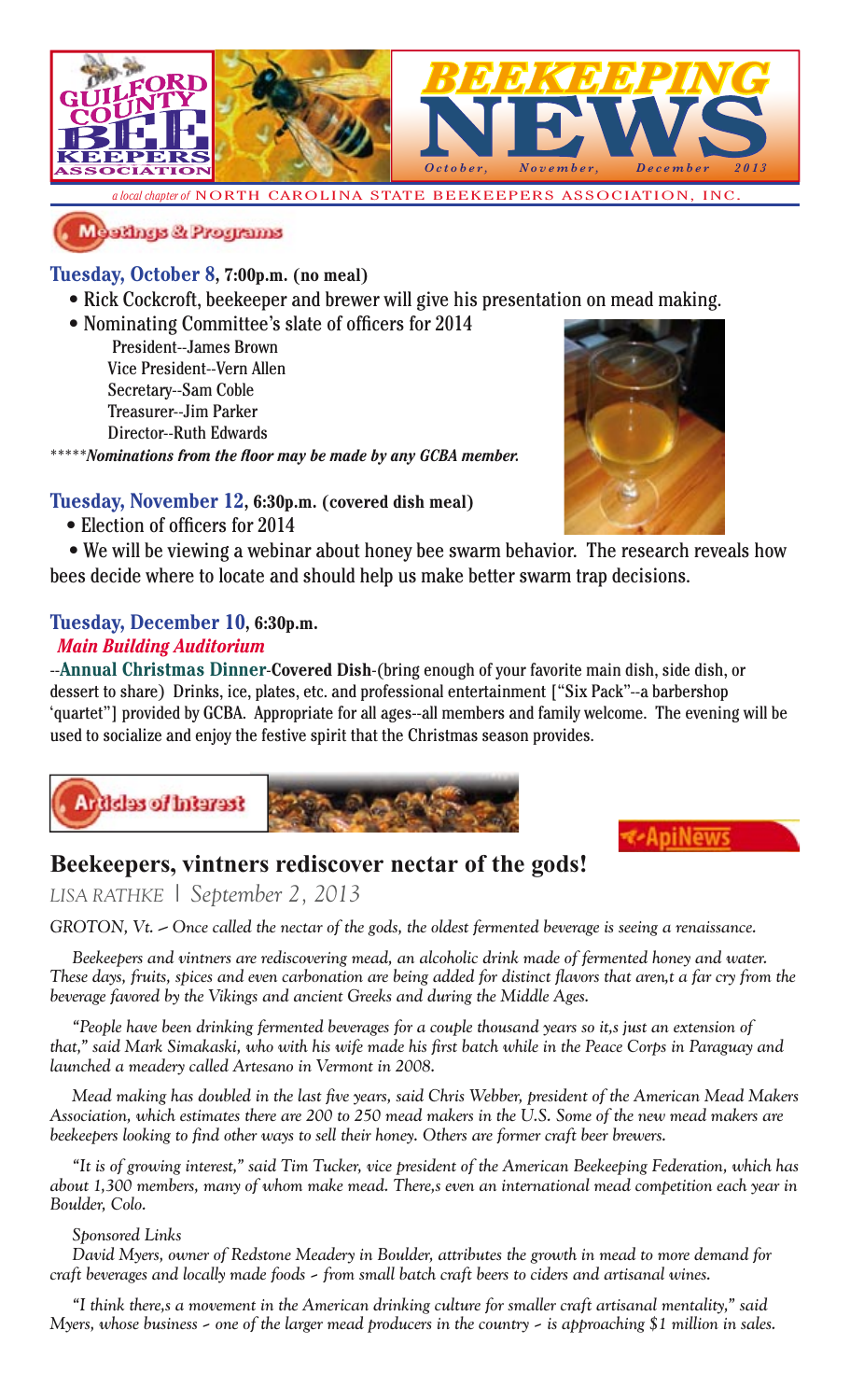# GUILFORD COUNTY BEEKEEPERS ASSOCIATION

# BEEKEEPING NEWS

*October, November, December 2013*

*a local chapter of* NORTH CAROLINA STATE BEEKEEPERS ASSOCIATION, INC.

## Meetings & Programs

**Tuesday, October 8, 7:00p.m. (no meal)**

- Rick Cockcroft, beekeeper and brewer will give his presentation on mead making.
- Nominating Committee's slate of officers for 2014
  - President--James Brown
  - Vice President--Vern Allen
  - Secretary--Sam Coble
  - Treasurer--Jim Parker
  - Director--Ruth Edwards

*****_**Nominations from the floor may be made by any GCBA member.**_

**Tuesday, November 12, 6:30p.m. (covered dish meal)**

- Election of officers for 2014
- We will be viewing a webinar about honey bee swarm behavior. The research reveals how bees decide where to locate and should help us make better swarm trap decisions.

**Tuesday, December 10, 6:30p.m.**
***Main Building Auditorium***

--**Annual Christmas Dinner**-**Covered Dish**-(bring enough of your favorite main dish, side dish, or dessert to share) Drinks, ice, plates, etc. and professional entertainment ["Six Pack"--a barbershop 'quartet"] provided by GCBA. Appropriate for all ages--all members and family welcome. The evening will be used to socialize and enjoy the festive spirit that the Christmas season provides.

## Articles of Interest

ApiNews

## Beekeepers, vintners rediscover nectar of the gods!

*LISA RATHKE | September 2, 2013*

*GROTON, Vt. – Once called the nectar of the gods, the oldest fermented beverage is seeing a renaissance.*

*Beekeepers and vintners are rediscovering mead, an alcoholic drink made of fermented honey and water. These days, fruits, spices and even carbonation are being added for distinct flavors that aren,t a far cry from the beverage favored by the Vikings and ancient Greeks and during the Middle Ages.*

*"People have been drinking fermented beverages for a couple thousand years so it,s just an extension of that," said Mark Simakaski, who with his wife made his first batch while in the Peace Corps in Paraguay and launched a meadery called Artesano in Vermont in 2008.*

*Mead making has doubled in the last five years, said Chris Webber, president of the American Mead Makers Association, which estimates there are 200 to 250 mead makers in the U.S. Some of the new mead makers are beekeepers looking to find other ways to sell their honey. Others are former craft beer brewers.*

*"It is of growing interest," said Tim Tucker, vice president of the American Beekeeping Federation, which has about 1,300 members, many of whom make mead. There,s even an international mead competition each year in Boulder, Colo.*

*Sponsored Links*

*David Myers, owner of Redstone Meadery in Boulder, attributes the growth in mead to more demand for craft beverages and locally made foods – from small batch craft beers to ciders and artisanal wines.*

*"I think there,s a movement in the American drinking culture for smaller craft artisanal mentality," said Myers, whose business – one of the larger mead producers in the country – is approaching $1 million in sales.*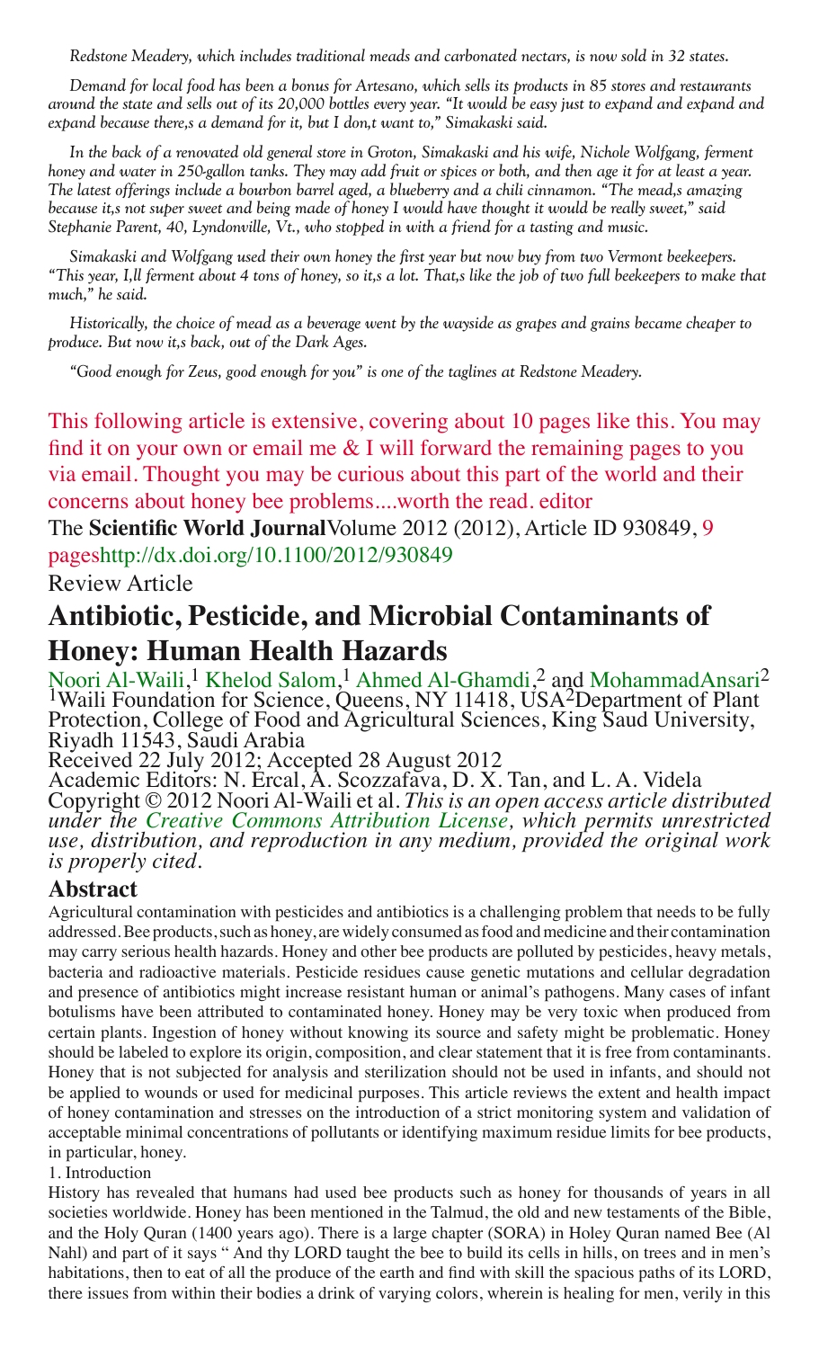*Redstone Meadery, which includes traditional meads and carbonated nectars, is now sold in 32 states.*

*Demand for local food has been a bonus for Artesano, which sells its products in 85 stores and restaurants around the state and sells out of its 20,000 bottles every year. "It would be easy just to expand and expand and expand because there,s a demand for it, but I don,t want to," Simakaski said.*

*In the back of a renovated old general store in Groton, Simakaski and his wife, Nichole Wolfgang, ferment honey and water in 250-gallon tanks. They may add fruit or spices or both, and then age it for at least a year. The latest offerings include a bourbon barrel aged, a blueberry and a chili cinnamon. "The mead,s amazing because it,s not super sweet and being made of honey I would have thought it would be really sweet," said Stephanie Parent, 40, Lyndonville, Vt., who stopped in with a friend for a tasting and music.*

*Simakaski and Wolfgang used their own honey the first year but now buy from two Vermont beekeepers. "This year, I,ll ferment about 4 tons of honey, so it,s a lot. That,s like the job of two full beekeepers to make that much," he said.*

*Historically, the choice of mead as a beverage went by the wayside as grapes and grains became cheaper to produce. But now it,s back, out of the Dark Ages.*

*"Good enough for Zeus, good enough for you" is one of the taglines at Redstone Meadery.*

This following article is extensive, covering about 10 pages like this. You may find it on your own or email me & I will forward the remaining pages to you via email. Thought you may be curious about this part of the world and their concerns about honey bee problems....worth the read. editor

The **Scientific World Journal** Volume 2012 (2012), Article ID 930849, 9 pages http://dx.doi.org/10.1100/2012/930849

Review Article

# Antibiotic, Pesticide, and Microbial Contaminants of Honey: Human Health Hazards

Noori Al-Waili,[1] Khelod Salom,[1] Ahmed Al-Ghamdi,[2] and Mohammad Ansari[2]

[1]Waili Foundation for Science, Queens, NY 11418, USA [2]Department of Plant Protection, College of Food and Agricultural Sciences, King Saud University, Riyadh 11543, Saudi Arabia

Received 22 July 2012; Accepted 28 August 2012

Academic Editors: N. Ercal, A. Scozzafava, D. X. Tan, and L. A. Videla

Copyright © 2012 Noori Al-Waili et al. *This is an open access article distributed under the Creative Commons Attribution License, which permits unrestricted use, distribution, and reproduction in any medium, provided the original work is properly cited.*

## Abstract

Agricultural contamination with pesticides and antibiotics is a challenging problem that needs to be fully addressed. Bee products, such as honey, are widely consumed as food and medicine and their contamination may carry serious health hazards. Honey and other bee products are polluted by pesticides, heavy metals, bacteria and radioactive materials. Pesticide residues cause genetic mutations and cellular degradation and presence of antibiotics might increase resistant human or animal's pathogens. Many cases of infant botulisms have been attributed to contaminated honey. Honey may be very toxic when produced from certain plants. Ingestion of honey without knowing its source and safety might be problematic. Honey should be labeled to explore its origin, composition, and clear statement that it is free from contaminants. Honey that is not subjected for analysis and sterilization should not be used in infants, and should not be applied to wounds or used for medicinal purposes. This article reviews the extent and health impact of honey contamination and stresses on the introduction of a strict monitoring system and validation of acceptable minimal concentrations of pollutants or identifying maximum residue limits for bee products, in particular, honey.

1. Introduction

History has revealed that humans had used bee products such as honey for thousands of years in all societies worldwide. Honey has been mentioned in the Talmud, the old and new testaments of the Bible, and the Holy Quran (1400 years ago). There is a large chapter (SORA) in Holey Quran named Bee (Al Nahl) and part of it says " And thy LORD taught the bee to build its cells in hills, on trees and in men's habitations, then to eat of all the produce of the earth and find with skill the spacious paths of its LORD, there issues from within their bodies a drink of varying colors, wherein is healing for men, verily in this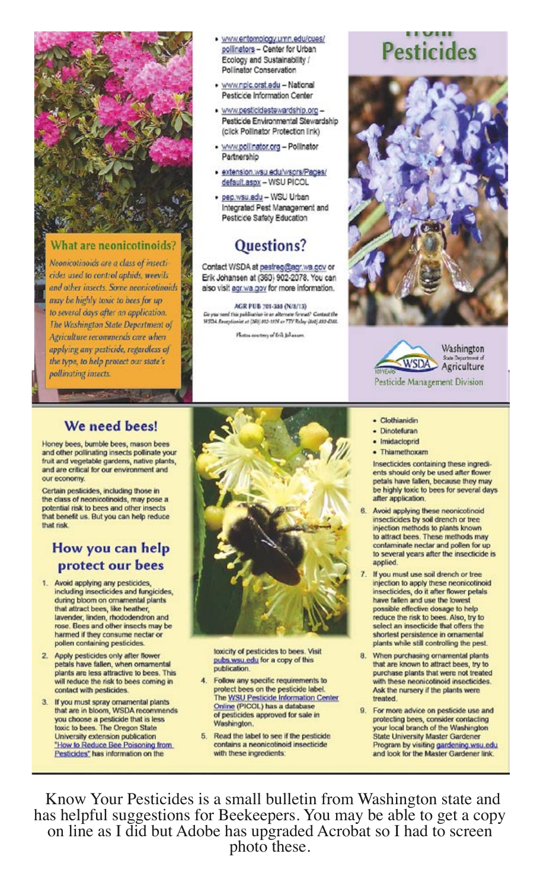## What are neonicotinoids?

*Neonicotinoids are a class of insecticides used to control aphids, weevils and other insects. Some neonicotinoids may be highly toxic to bees for up to several days after an application. The Washington State Department of Agriculture recommends care when applying any pesticide, regardless of the type, to help protect our state's pollinating insects.*

- www.entomology.umn.edu/cues/pollinators – Center for Urban Ecology and Sustainability / Pollinator Conservation
- www.npic.orst.edu – National Pesticide Information Center
- www.pesticidestewardship.org – Pesticide Environmental Stewardship (click Pollinator Protection link)
- www.pollinator.org – Pollinator Partnership
- extension.wsu.edu/wsprs/Pages/default.aspx – WSU PICOL
- pep.wsu.edu – WSU Urban Integrated Pest Management and Pesticide Safety Education

## Questions?

Contact WSDA at pestreg@agr.wa.gov or Erik Johansen at (360) 902-2078. You can also visit agr.wa.gov for more information.

AGR PUB 701-388 (N/8/13)

Do you need this publication in an alternate format? Contact the WSDA Receptionist at (360) 902-1976 or TTY Relay (800) 833-6388.

Photos courtesy of Erik Johansen

# Pesticides

Washington State Department of Agriculture

Pesticide Management Division

## We need bees!

Honey bees, bumble bees, mason bees and other pollinating insects pollinate your fruit and vegetable gardens, native plants, and are critical for our environment and our economy.

Certain pesticides, including those in the class of neonicotinoids, may pose a potential risk to bees and other insects that benefit us. But you can help reduce that risk.

## How you can help protect our bees

1. Avoid applying any pesticides, including insecticides and fungicides, during bloom on ornamental plants that attract bees, like heather, lavender, linden, rhododendron and rose. Bees and other insects may be harmed if they consume nectar or pollen containing pesticides.
2. Apply pesticides only after flower petals have fallen, when ornamental plants are less attractive to bees. This will reduce the risk to bees coming in contact with pesticides.
3. If you must spray ornamental plants that are in bloom, WSDA recommends you choose a pesticide that is less toxic to bees. The Oregon State University extension publication "How to Reduce Bee Poisoning from Pesticides" has information on the toxicity of pesticides to bees. Visit pubs.wsu.edu for a copy of this publication.
4. Follow any specific requirements to protect bees on the pesticide label. The WSU Pesticide Information Center Online (PICOL) has a database of pesticides approved for sale in Washington.
5. Read the label to see if the pesticide contains a neonicotinoid insecticide with these ingredients:
   - Clothianidin
   - Dinotefuran
   - Imidacloprid
   - Thiamethoxam

   Insecticides containing these ingredients should only be used after flower petals have fallen, because they may be highly toxic to bees for several days after application.
6. Avoid applying these neonicotinoid insecticides by soil drench or tree injection methods to plants known to attract bees. These methods may contaminate nectar and pollen for up to several years after the insecticide is applied.
7. If you must use soil drench or tree injection to apply these neonicotinoid insecticides, do it after flower petals have fallen and use the lowest possible effective dosage to help reduce the risk to bees. Also, try to select an insecticide that offers the shortest persistence in ornamental plants while still controlling the pest.
8. When purchasing ornamental plants that are known to attract bees, try to purchase plants that were not treated with these neonicotinoid insecticides. Ask the nursery if the plants were treated.
9. For more advice on pesticide use and protecting bees, consider contacting your local branch of the Washington State University Master Gardener Program by visiting gardening.wsu.edu and look for the Master Gardener link.

Know Your Pesticides is a small bulletin from Washington state and has helpful suggestions for Beekeepers. You may be able to get a copy on line as I did but Adobe has upgraded Acrobat so I had to screen photo these.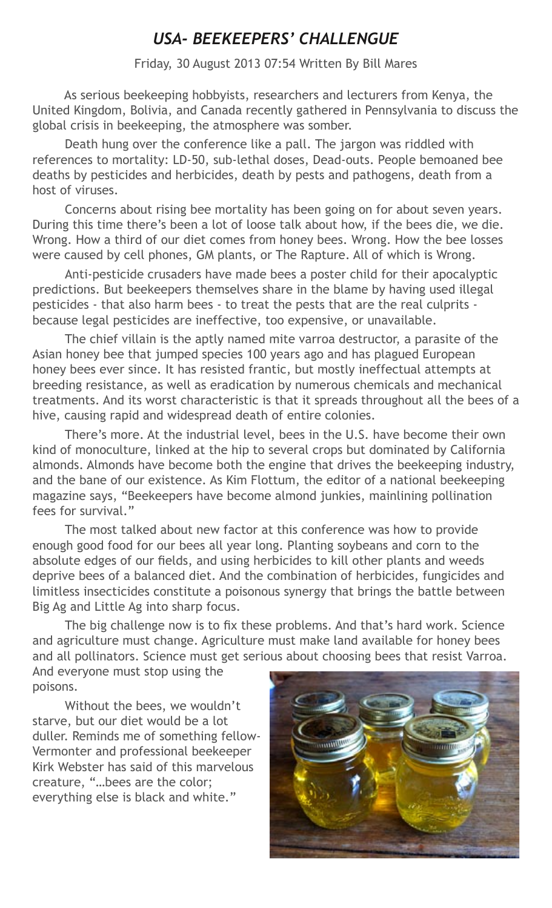# *USA- BEEKEEPERS' CHALLENGUE*

Friday, 30 August 2013 07:54 Written By Bill Mares

As serious beekeeping hobbyists, researchers and lecturers from Kenya, the United Kingdom, Bolivia, and Canada recently gathered in Pennsylvania to discuss the global crisis in beekeeping, the atmosphere was somber.

Death hung over the conference like a pall. The jargon was riddled with references to mortality: LD-50, sub-lethal doses, Dead-outs. People bemoaned bee deaths by pesticides and herbicides, death by pests and pathogens, death from a host of viruses.

Concerns about rising bee mortality has been going on for about seven years. During this time there's been a lot of loose talk about how, if the bees die, we die. Wrong. How a third of our diet comes from honey bees. Wrong. How the bee losses were caused by cell phones, GM plants, or The Rapture. All of which is Wrong.

Anti-pesticide crusaders have made bees a poster child for their apocalyptic predictions. But beekeepers themselves share in the blame by having used illegal pesticides - that also harm bees - to treat the pests that are the real culprits - because legal pesticides are ineffective, too expensive, or unavailable.

The chief villain is the aptly named mite varroa destructor, a parasite of the Asian honey bee that jumped species 100 years ago and has plagued European honey bees ever since. It has resisted frantic, but mostly ineffectual attempts at breeding resistance, as well as eradication by numerous chemicals and mechanical treatments. And its worst characteristic is that it spreads throughout all the bees of a hive, causing rapid and widespread death of entire colonies.

There's more. At the industrial level, bees in the U.S. have become their own kind of monoculture, linked at the hip to several crops but dominated by California almonds. Almonds have become both the engine that drives the beekeeping industry, and the bane of our existence. As Kim Flottum, the editor of a national beekeeping magazine says, "Beekeepers have become almond junkies, mainlining pollination fees for survival."

The most talked about new factor at this conference was how to provide enough good food for our bees all year long. Planting soybeans and corn to the absolute edges of our fields, and using herbicides to kill other plants and weeds deprive bees of a balanced diet. And the combination of herbicides, fungicides and limitless insecticides constitute a poisonous synergy that brings the battle between Big Ag and Little Ag into sharp focus.

The big challenge now is to fix these problems. And that's hard work. Science and agriculture must change. Agriculture must make land available for honey bees and all pollinators. Science must get serious about choosing bees that resist Varroa. And everyone must stop using the poisons.

Without the bees, we wouldn't starve, but our diet would be a lot duller. Reminds me of something fellow-Vermonter and professional beekeeper Kirk Webster has said of this marvelous creature, "…bees are the color; everything else is black and white."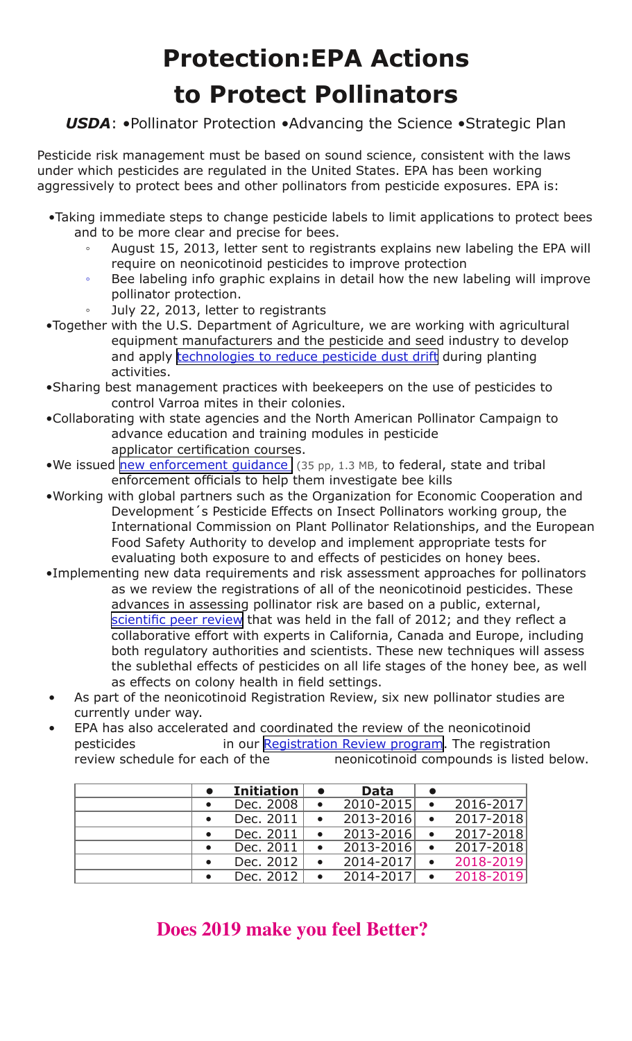# Protection:EPA Actions to Protect Pollinators

***USDA***: •Pollinator Protection •Advancing the Science •Strategic Plan

Pesticide risk management must be based on sound science, consistent with the laws under which pesticides are regulated in the United States. EPA has been working aggressively to protect bees and other pollinators from pesticide exposures. EPA is:

- Taking immediate steps to change pesticide labels to limit applications to protect bees and to be more clear and precise for bees.
  - August 15, 2013, letter sent to registrants explains new labeling the EPA will require on neonicotinoid pesticides to improve protection
  - Bee labeling info graphic explains in detail how the new labeling will improve pollinator protection.
  - July 22, 2013, letter to registrants
- Together with the U.S. Department of Agriculture, we are working with agricultural equipment manufacturers and the pesticide and seed industry to develop and apply technologies to reduce pesticide dust drift during planting activities.
- Sharing best management practices with beekeepers on the use of pesticides to control Varroa mites in their colonies.
- Collaborating with state agencies and the North American Pollinator Campaign to advance education and training modules in pesticide applicator certification courses.
- We issued new enforcement guidance (35 pp, 1.3 MB, to federal, state and tribal enforcement officials to help them investigate bee kills
- Working with global partners such as the Organization for Economic Cooperation and Development´s Pesticide Effects on Insect Pollinators working group, the International Commission on Plant Pollinator Relationships, and the European Food Safety Authority to develop and implement appropriate tests for evaluating both exposure to and effects of pesticides on honey bees.
- Implementing new data requirements and risk assessment approaches for pollinators as we review the registrations of all of the neonicotinoid pesticides. These advances in assessing pollinator risk are based on a public, external, scientific peer review that was held in the fall of 2012; and they reflect a collaborative effort with experts in California, Canada and Europe, including both regulatory authorities and scientists. These new techniques will assess the sublethal effects of pesticides on all life stages of the honey bee, as well as effects on colony health in field settings.
- As part of the neonicotinoid Registration Review, six new pollinator studies are currently under way.
- EPA has also accelerated and coordinated the review of the neonicotinoid pesticides in our Registration Review program. The registration review schedule for each of the neonicotinoid compounds is listed below.

| | • | Initiation | • | Data | • | |
|---|---|---|---|---|---|---|
| | • | Dec. 2008 | • | 2010-2015 | • | 2016-2017 |
| | • | Dec. 2011 | • | 2013-2016 | • | 2017-2018 |
| | • | Dec. 2011 | • | 2013-2016 | • | 2017-2018 |
| | • | Dec. 2011 | • | 2013-2016 | • | 2017-2018 |
| | • | Dec. 2012 | • | 2014-2017 | • | 2018-2019 |
| | • | Dec. 2012 | • | 2014-2017 | • | 2018-2019 |

**Does 2019 make you feel Better?**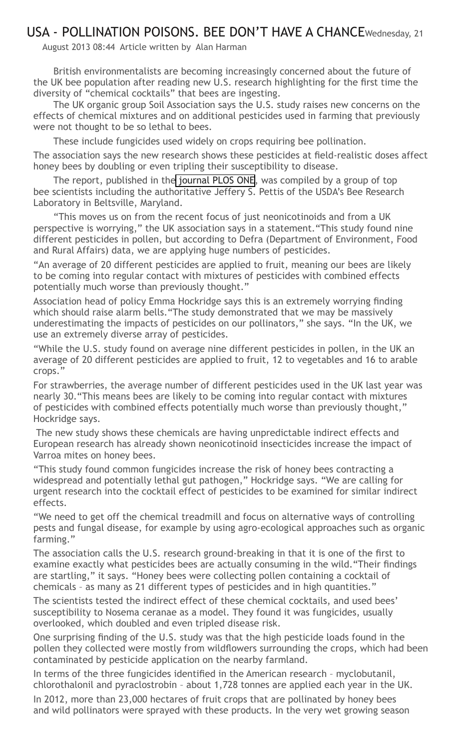# USA - POLLINATION POISONS. BEE DON'T HAVE A CHANCE

Wednesday, 21 August 2013 08:44 Article written by Alan Harman

British environmentalists are becoming increasingly concerned about the future of the UK bee population after reading new U.S. research highlighting for the first time the diversity of "chemical cocktails" that bees are ingesting.

The UK organic group Soil Association says the U.S. study raises new concerns on the effects of chemical mixtures and on additional pesticides used in farming that previously were not thought to be so lethal to bees.

These include fungicides used widely on crops requiring bee pollination.

The association says the new research shows these pesticides at field-realistic doses affect honey bees by doubling or even tripling their susceptibility to disease.

The report, published in the journal PLOS ONE, was compiled by a group of top bee scientists including the authoritative Jeffery S. Pettis of the USDA's Bee Research Laboratory in Beltsville, Maryland.

"This moves us on from the recent focus of just neonicotinoids and from a UK perspective is worrying," the UK association says in a statement. "This study found nine different pesticides in pollen, but according to Defra (Department of Environment, Food and Rural Affairs) data, we are applying huge numbers of pesticides.

"An average of 20 different pesticides are applied to fruit, meaning our bees are likely to be coming into regular contact with mixtures of pesticides with combined effects potentially much worse than previously thought."

Association head of policy Emma Hockridge says this is an extremely worrying finding which should raise alarm bells. "The study demonstrated that we may be massively underestimating the impacts of pesticides on our pollinators," she says. "In the UK, we use an extremely diverse array of pesticides.

"While the U.S. study found on average nine different pesticides in pollen, in the UK an average of 20 different pesticides are applied to fruit, 12 to vegetables and 16 to arable crops."

For strawberries, the average number of different pesticides used in the UK last year was nearly 30. "This means bees are likely to be coming into regular contact with mixtures of pesticides with combined effects potentially much worse than previously thought," Hockridge says.

The new study shows these chemicals are having unpredictable indirect effects and European research has already shown neonicotinoid insecticides increase the impact of Varroa mites on honey bees.

"This study found common fungicides increase the risk of honey bees contracting a widespread and potentially lethal gut pathogen," Hockridge says. "We are calling for urgent research into the cocktail effect of pesticides to be examined for similar indirect effects.

"We need to get off the chemical treadmill and focus on alternative ways of controlling pests and fungal disease, for example by using agro-ecological approaches such as organic farming."

The association calls the U.S. research ground-breaking in that it is one of the first to examine exactly what pesticides bees are actually consuming in the wild. "Their findings are startling," it says. "Honey bees were collecting pollen containing a cocktail of chemicals – as many as 21 different types of pesticides and in high quantities."

The scientists tested the indirect effect of these chemical cocktails, and used bees' susceptibility to Nosema ceranae as a model. They found it was fungicides, usually overlooked, which doubled and even tripled disease risk.

One surprising finding of the U.S. study was that the high pesticide loads found in the pollen they collected were mostly from wildflowers surrounding the crops, which had been contaminated by pesticide application on the nearby farmland.

In terms of the three fungicides identified in the American research – myclobutanil, chlorothalonil and pyraclostrobin – about 1,728 tonnes are applied each year in the UK.

In 2012, more than 23,000 hectares of fruit crops that are pollinated by honey bees and wild pollinators were sprayed with these products. In the very wet growing season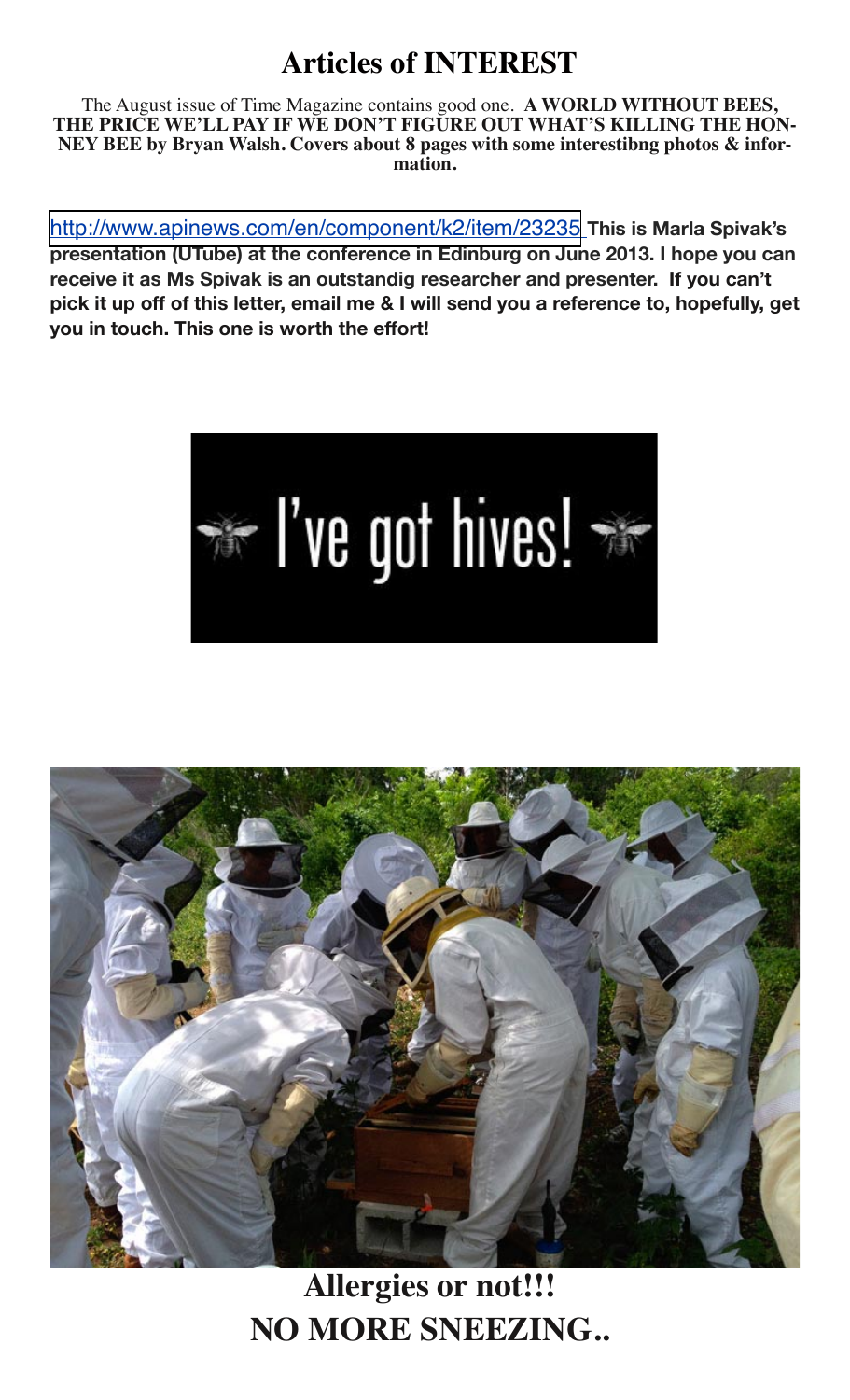# Articles of INTEREST

The August issue of Time Magazine contains good one. **A WORLD WITHOUT BEES, THE PRICE WE'LL PAY IF WE DON'T FIGURE OUT WHAT'S KILLING THE HONNEY BEE by Bryan Walsh. Covers about 8 pages with some interestibng photos & information.**

http://www.apinews.com/en/component/k2/item/23235 **This is Marla Spivak's presentation (UTube) at the conference in Edinburg on June 2013. I hope you can receive it as Ms Spivak is an outstandig researcher and presenter. If you can't pick it up off of this letter, email me & I will send you a reference to, hopefully, get you in touch. This one is worth the effort!**

I've got hives!

**Allergies or not!!!**

**NO MORE SNEEZING..**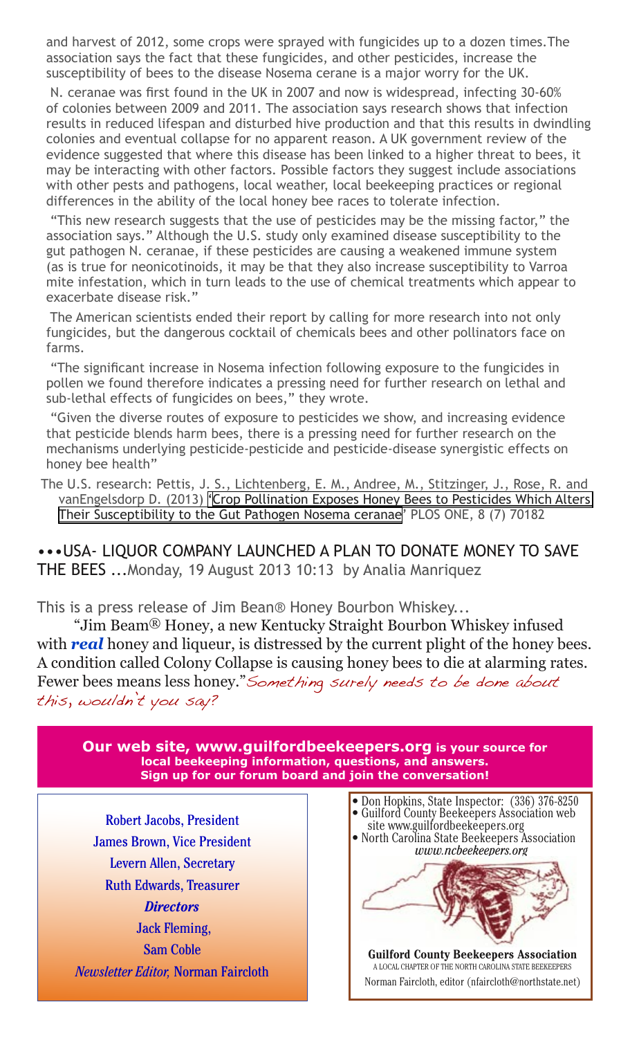and harvest of 2012, some crops were sprayed with fungicides up to a dozen times.The association says the fact that these fungicides, and other pesticides, increase the susceptibility of bees to the disease Nosema cerane is a major worry for the UK.

N. ceranae was first found in the UK in 2007 and now is widespread, infecting 30-60% of colonies between 2009 and 2011. The association says research shows that infection results in reduced lifespan and disturbed hive production and that this results in dwindling colonies and eventual collapse for no apparent reason. A UK government review of the evidence suggested that where this disease has been linked to a higher threat to bees, it may be interacting with other factors. Possible factors they suggest include associations with other pests and pathogens, local weather, local beekeeping practices or regional differences in the ability of the local honey bee races to tolerate infection.

"This new research suggests that the use of pesticides may be the missing factor," the association says." Although the U.S. study only examined disease susceptibility to the gut pathogen N. ceranae, if these pesticides are causing a weakened immune system (as is true for neonicotinoids, it may be that they also increase susceptibility to Varroa mite infestation, which in turn leads to the use of chemical treatments which appear to exacerbate disease risk."

The American scientists ended their report by calling for more research into not only fungicides, but the dangerous cocktail of chemicals bees and other pollinators face on farms.

"The significant increase in Nosema infection following exposure to the fungicides in pollen we found therefore indicates a pressing need for further research on lethal and sub-lethal effects of fungicides on bees," they wrote.

"Given the diverse routes of exposure to pesticides we show, and increasing evidence that pesticide blends harm bees, there is a pressing need for further research on the mechanisms underlying pesticide-pesticide and pesticide-disease synergistic effects on honey bee health"

The U.S. research: Pettis, J. S., Lichtenberg, E. M., Andree, M., Stitzinger, J., Rose, R. and vanEngelsdorp D. (2013) 'Crop Pollination Exposes Honey Bees to Pesticides Which Alters Their Susceptibility to the Gut Pathogen Nosema ceranae' PLOS ONE, 8 (7) 70182

## •••USA- LIQUOR COMPANY LAUNCHED A PLAN TO DONATE MONEY TO SAVE THE BEES ...Monday, 19 August 2013 10:13 by Analia Manriquez

This is a press release of Jim Bean® Honey Bourbon Whiskey...

"Jim Beam® Honey, a new Kentucky Straight Bourbon Whiskey infused with ***real*** honey and liqueur, is distressed by the current plight of the honey bees. A condition called Colony Collapse is causing honey bees to die at alarming rates. Fewer bees means less honey." *Something surely needs to be done about this, wouldn't you say?*

**Our web site, www.guilfordbeekeepers.org is your source for local beekeeping information, questions, and answers. Sign up for our forum board and join the conversation!**

Robert Jacobs, President
James Brown, Vice President
Levern Allen, Secretary
Ruth Edwards, Treasurer
***Directors***
Jack Fleming,
Sam Coble
*Newsletter Editor,* Norman Faircloth

- Don Hopkins, State Inspector: (336) 376-8250
- Guilford County Beekeepers Association web site www.guilfordbeekeepers.org
- North Carolina State Beekeepers Association *www.ncbeekeepers.org*

**Guilford County Beekeepers Association**
A LOCAL CHAPTER OF THE NORTH CAROLINA STATE BEEKEEPERS
Norman Faircloth, editor (nfaircloth@northstate.net)